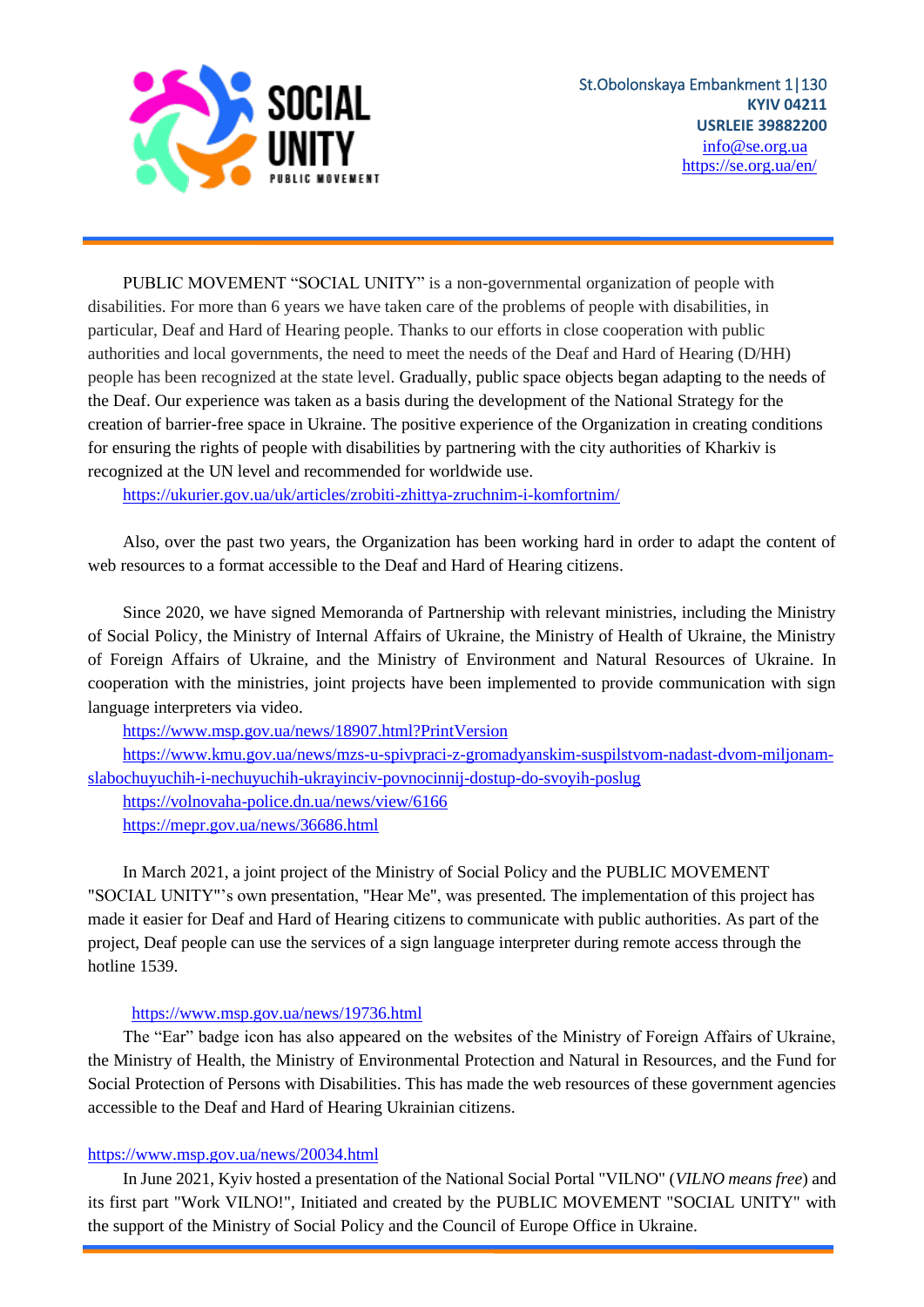**SOCIAL UNITY**
PUBLIC MOVEMENT

St.Obolonskaya Embankment 1|130
**KYIV 04211**
**USRLEIE 39882200**
info@se.org.ua
https://se.org.ua/en/

PUBLIC MOVEMENT "SOCIAL UNITY" is a non-governmental organization of people with disabilities. For more than 6 years we have taken care of the problems of people with disabilities, in particular, Deaf and Hard of Hearing people. Thanks to our efforts in close cooperation with public authorities and local governments, the need to meet the needs of the Deaf and Hard of Hearing (D/HH) people has been recognized at the state level. Gradually, public space objects began adapting to the needs of the Deaf. Our experience was taken as a basis during the development of the National Strategy for the creation of barrier-free space in Ukraine. The positive experience of the Organization in creating conditions for ensuring the rights of people with disabilities by partnering with the city authorities of Kharkiv is recognized at the UN level and recommended for worldwide use.

https://ukurier.gov.ua/uk/articles/zrobiti-zhittya-zruchnim-i-komfortnim/

Also, over the past two years, the Organization has been working hard in order to adapt the content of web resources to a format accessible to the Deaf and Hard of Hearing citizens.

Since 2020, we have signed Memoranda of Partnership with relevant ministries, including the Ministry of Social Policy, the Ministry of Internal Affairs of Ukraine, the Ministry of Health of Ukraine, the Ministry of Foreign Affairs of Ukraine, and the Ministry of Environment and Natural Resources of Ukraine. In cooperation with the ministries, joint projects have been implemented to provide communication with sign language interpreters via video.

https://www.msp.gov.ua/news/18907.html?PrintVersion

https://www.kmu.gov.ua/news/mzs-u-spivpraci-z-gromadyanskim-suspilstvom-nadast-dvom-miljonam-slabochuyuchih-i-nechuyuchih-ukrayinciv-povnocinnij-dostup-do-svoyih-poslug

https://volnovaha-police.dn.ua/news/view/6166

https://mepr.gov.ua/news/36686.html

In March 2021, a joint project of the Ministry of Social Policy and the PUBLIC MOVEMENT "SOCIAL UNITY"'s own presentation, "Hear Me", was presented. The implementation of this project has made it easier for Deaf and Hard of Hearing citizens to communicate with public authorities. As part of the project, Deaf people can use the services of a sign language interpreter during remote access through the hotline 1539.

https://www.msp.gov.ua/news/19736.html

The "Ear" badge icon has also appeared on the websites of the Ministry of Foreign Affairs of Ukraine, the Ministry of Health, the Ministry of Environmental Protection and Natural in Resources, and the Fund for Social Protection of Persons with Disabilities. This has made the web resources of these government agencies accessible to the Deaf and Hard of Hearing Ukrainian citizens.

https://www.msp.gov.ua/news/20034.html

In June 2021, Kyiv hosted a presentation of the National Social Portal "VILNO" (*VILNO means free*) and its first part "Work VILNO!", Initiated and created by the PUBLIC MOVEMENT "SOCIAL UNITY" with the support of the Ministry of Social Policy and the Council of Europe Office in Ukraine.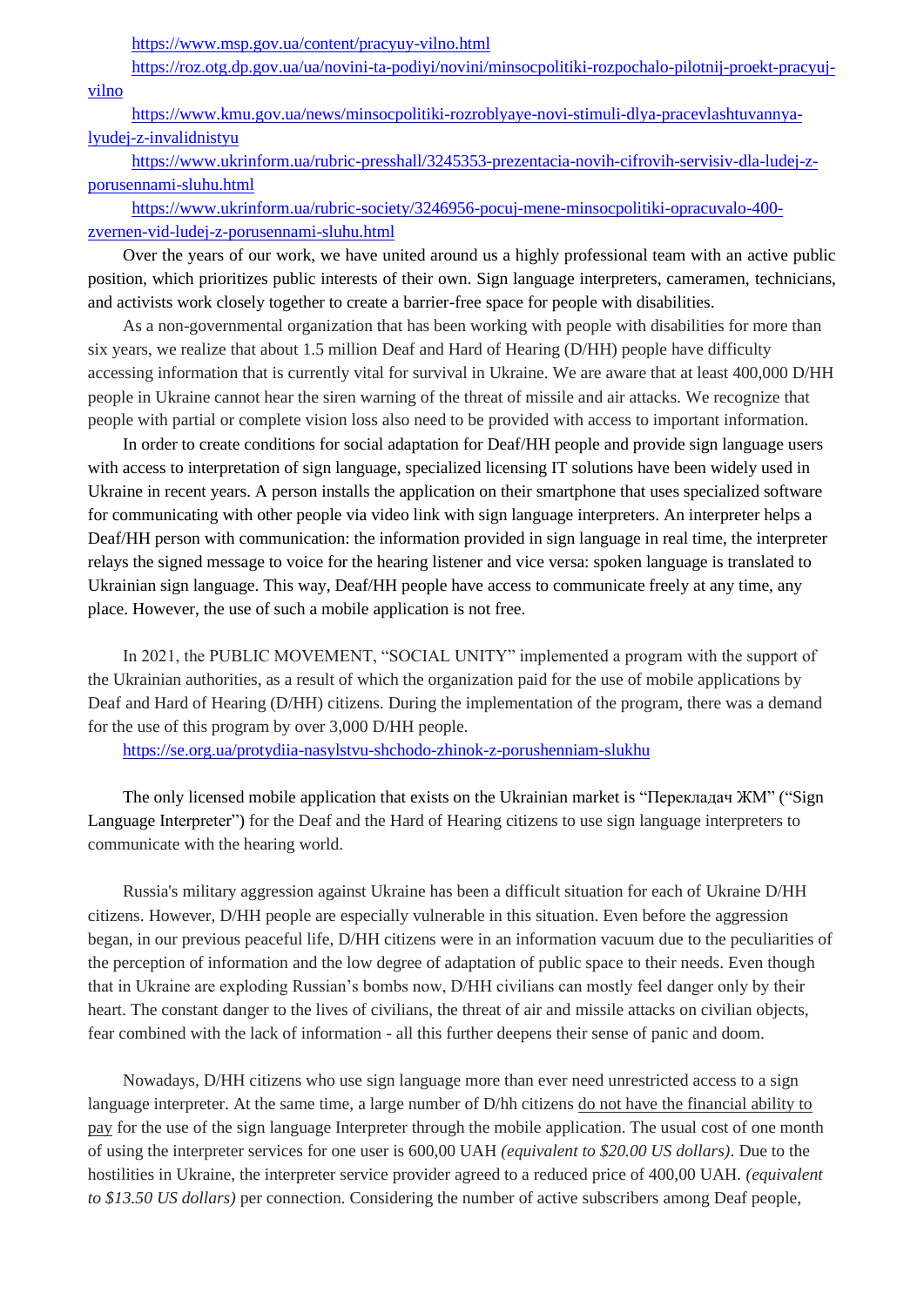https://www.msp.gov.ua/content/pracyuy-vilno.html

https://roz.otg.dp.gov.ua/ua/novini-ta-podiyi/novini/minsocpolitiki-rozpochalo-pilotnij-proekt-pracyuj-vilno

https://www.kmu.gov.ua/news/minsocpolitiki-rozroblyaye-novi-stimuli-dlya-pracevlashtuvannya-lyudej-z-invalidnistyu

https://www.ukrinform.ua/rubric-presshall/3245353-prezentacia-novih-cifrovih-servisiv-dla-ludej-z-porusennami-sluhu.html

https://www.ukrinform.ua/rubric-society/3246956-pocuj-mene-minsocpolitiki-opracuvalo-400-zvernen-vid-ludej-z-porusennami-sluhu.html

Over the years of our work, we have united around us a highly professional team with an active public position, which prioritizes public interests of their own. Sign language interpreters, cameramen, technicians, and activists work closely together to create a barrier-free space for people with disabilities.

As a non-governmental organization that has been working with people with disabilities for more than six years, we realize that about 1.5 million Deaf and Hard of Hearing (D/HH) people have difficulty accessing information that is currently vital for survival in Ukraine. We are aware that at least 400,000 D/HH people in Ukraine cannot hear the siren warning of the threat of missile and air attacks. We recognize that people with partial or complete vision loss also need to be provided with access to important information.

In order to create conditions for social adaptation for Deaf/HH people and provide sign language users with access to interpretation of sign language, specialized licensing IT solutions have been widely used in Ukraine in recent years. A person installs the application on their smartphone that uses specialized software for communicating with other people via video link with sign language interpreters. An interpreter helps a Deaf/HH person with communication: the information provided in sign language in real time, the interpreter relays the signed message to voice for the hearing listener and vice versa: spoken language is translated to Ukrainian sign language. This way, Deaf/HH people have access to communicate freely at any time, any place. However, the use of such a mobile application is not free.

In 2021, the PUBLIC MOVEMENT, "SOCIAL UNITY" implemented a program with the support of the Ukrainian authorities, as a result of which the organization paid for the use of mobile applications by Deaf and Hard of Hearing (D/HH) citizens. During the implementation of the program, there was a demand for the use of this program by over 3,000 D/HH people.

https://se.org.ua/protydiia-nasylstvu-shchodo-zhinok-z-porushenniam-slukhu

The only licensed mobile application that exists on the Ukrainian market is "Перекладач ЖМ" ("Sign Language Interpreter") for the Deaf and the Hard of Hearing citizens to use sign language interpreters to communicate with the hearing world.

Russia's military aggression against Ukraine has been a difficult situation for each of Ukraine D/HH citizens. However, D/HH people are especially vulnerable in this situation. Even before the aggression began, in our previous peaceful life, D/HH citizens were in an information vacuum due to the peculiarities of the perception of information and the low degree of adaptation of public space to their needs. Even though that in Ukraine are exploding Russian's bombs now, D/HH civilians can mostly feel danger only by their heart. The constant danger to the lives of civilians, the threat of air and missile attacks on civilian objects, fear combined with the lack of information - all this further deepens their sense of panic and doom.

Nowadays, D/HH citizens who use sign language more than ever need unrestricted access to a sign language interpreter. At the same time, a large number of D/hh citizens do not have the financial ability to pay for the use of the sign language Interpreter through the mobile application. The usual cost of one month of using the interpreter services for one user is 600,00 UAH *(equivalent to $20.00 US dollars)*. Due to the hostilities in Ukraine, the interpreter service provider agreed to a reduced price of 400,00 UAH. *(equivalent to $13.50 US dollars)* per connection. Considering the number of active subscribers among Deaf people,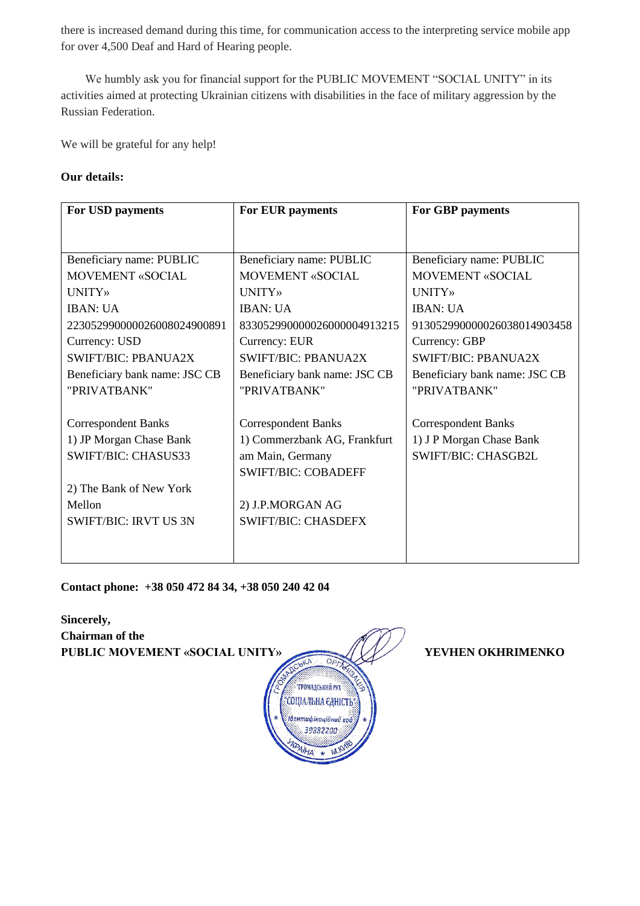there is increased demand during this time, for communication access to the interpreting service mobile app for over 4,500 Deaf and Hard of Hearing people.

We humbly ask you for financial support for the PUBLIC MOVEMENT "SOCIAL UNITY" in its activities aimed at protecting Ukrainian citizens with disabilities in the face of military aggression by the Russian Federation.

We will be grateful for any help!

**Our details:**

| **For USD payments** | **For EUR payments** | **For GBP payments** |
|---|---|---|
| Beneficiary name: PUBLIC MOVEMENT «SOCIAL UNITY»<br>IBAN: UA 223052990000026008024900891<br>Currency: USD<br>SWIFT/BIC: PBANUA2X<br>Beneficiary bank name: JSC CB "PRIVATBANK"<br><br>Correspondent Banks<br>1) JP Morgan Chase Bank<br>SWIFT/BIC: CHASUS33<br><br>2) The Bank of New York Mellon<br>SWIFT/BIC: IRVT US 3N | Beneficiary name: PUBLIC MOVEMENT «SOCIAL UNITY»<br>IBAN: UA 833052990000026000004913215<br>Currency: EUR<br>SWIFT/BIC: PBANUA2X<br>Beneficiary bank name: JSC CB "PRIVATBANK"<br><br>Correspondent Banks<br>1) Commerzbank AG, Frankfurt am Main, Germany<br>SWIFT/BIC: COBADEFF<br><br>2) J.P.MORGAN AG<br>SWIFT/BIC: CHASDEFX | Beneficiary name: PUBLIC MOVEMENT «SOCIAL UNITY»<br>IBAN: UA 913052990000026038014903458<br>Currency: GBP<br>SWIFT/BIC: PBANUA2X<br>Beneficiary bank name: JSC CB "PRIVATBANK"<br><br>Correspondent Banks<br>1) J P Morgan Chase Bank<br>SWIFT/BIC: CHASGB2L |

**Contact phone: +38 050 472 84 34, +38 050 240 42 04**

**Sincerely,**
**Chairman of the**
**PUBLIC MOVEMENT «SOCIAL UNITY»** **YEVHEN OKHRIMENKO**

ГРОМАДСЬКА ОРГАНІЗАЦІЯ
ГРОМАДСЬКИЙ РУХ
"СОЦІАЛЬНА ЄДНІСТЬ"
Ідентифікаційний код 39382200
УКРАЇНА * М.КИЇВ